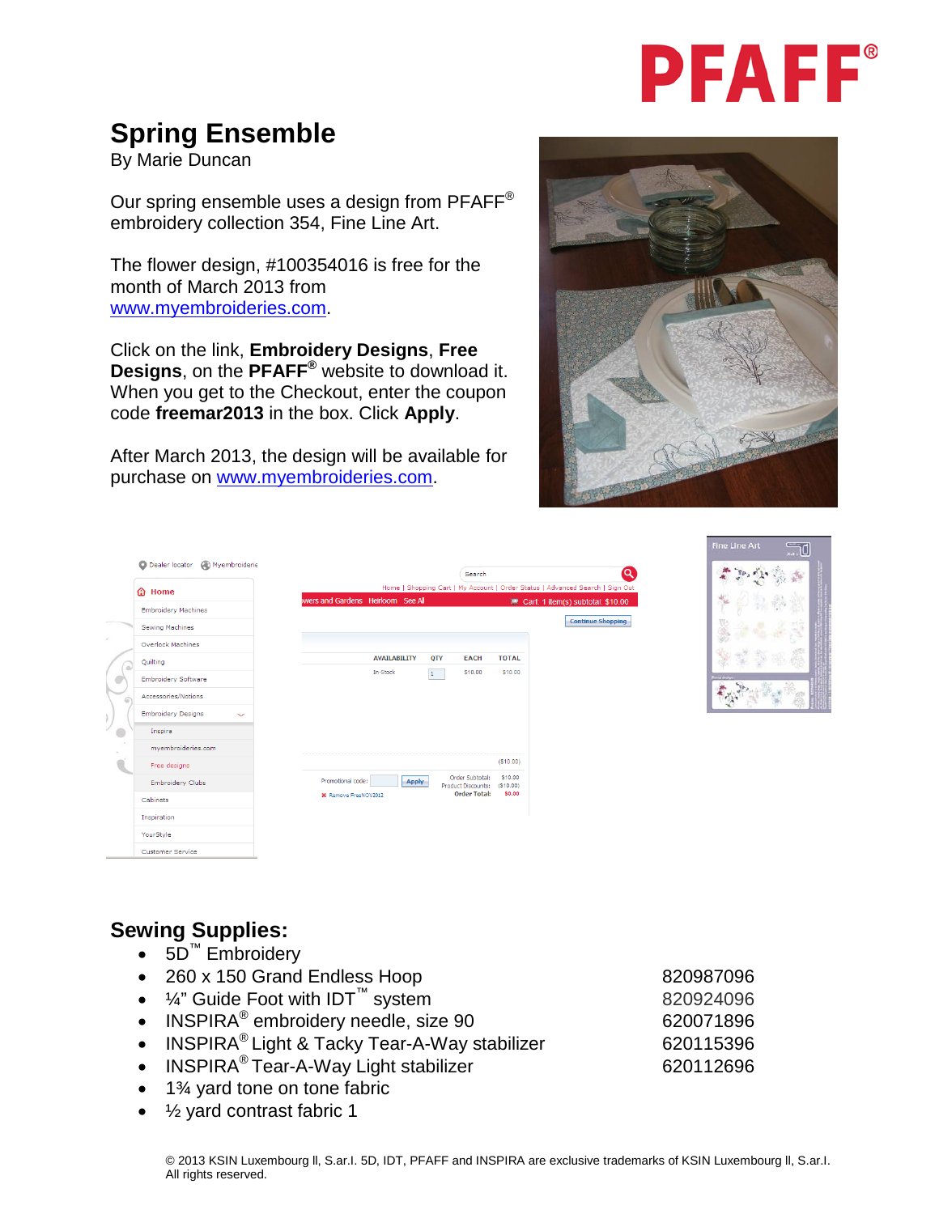PFAFF®

# Spring Ensemble

By Marie Duncan

Our spring ensemble uses a design from PFAFF® embroidery collection 354, Fine Line Art.

The flower design, #100354016 is free for the month of March 2013 from www.myembroideries.com.

Click on the link, **Embroidery Designs**, **Free Designs**, on the **PFAFF®** website to download it. When you get to the Checkout, enter the coupon code **freemar2013** in the box. Click **Apply**.

After March 2013, the design will be available for purchase on www.myembroideries.com.

## Sewing Supplies:

- 5D™ Embroidery
- 260 x 150 Grand Endless Hoop — 820987096
- ¼" Guide Foot with IDT™ system — 820924096
- INSPIRA® embroidery needle, size 90 — 620071896
- INSPIRA® Light & Tacky Tear-A-Way stabilizer — 620115396
- INSPIRA® Tear-A-Way Light stabilizer — 620112696
- 1¾ yard tone on tone fabric
- ½ yard contrast fabric 1

© 2013 KSIN Luxembourg ll, S.ar.l. 5D, IDT, PFAFF and INSPIRA are exclusive trademarks of KSIN Luxembourg ll, S.ar.l. All rights reserved.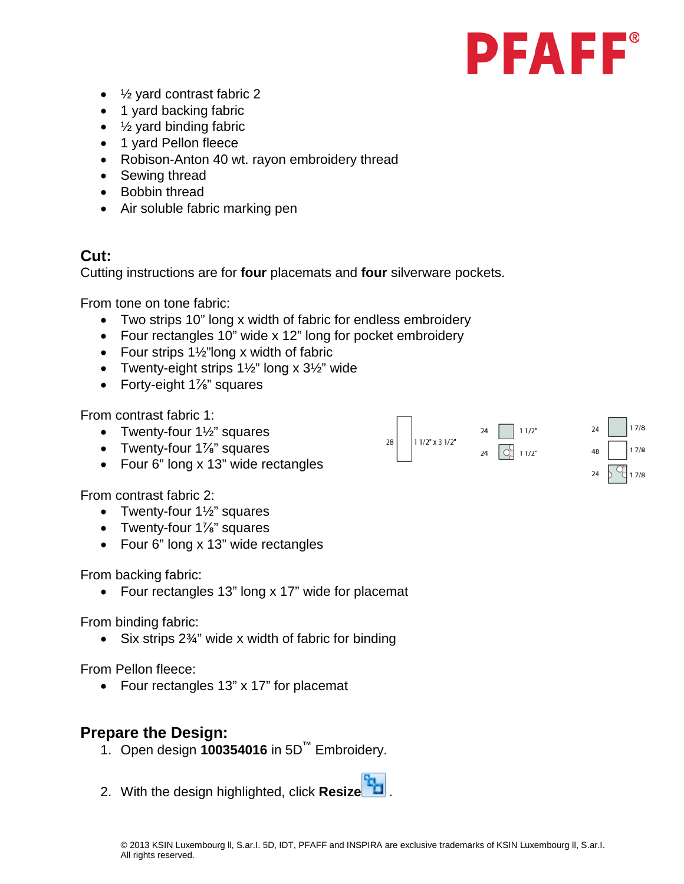- ½ yard contrast fabric 2
- 1 yard backing fabric
- ½ yard binding fabric
- 1 yard Pellon fleece
- Robison-Anton 40 wt. rayon embroidery thread
- Sewing thread
- Bobbin thread
- Air soluble fabric marking pen

## Cut:

Cutting instructions are for **four** placemats and **four** silverware pockets.

From tone on tone fabric:

- Two strips 10" long x width of fabric for endless embroidery
- Four rectangles 10" wide x 12" long for pocket embroidery
- Four strips 1½"long x width of fabric
- Twenty-eight strips 1½" long x 3½" wide
- Forty-eight 1⅞" squares

From contrast fabric 1:

- Twenty-four 1½" squares
- Twenty-four 1⅞" squares
- Four 6" long x 13" wide rectangles

28 1 1/2" x 3 1/2"

24 1 1/2"

24 1 1/2"

24 1 7/8

48 1 7/8

24 1 7/8

From contrast fabric 2:

- Twenty-four 1½" squares
- Twenty-four 1⅞" squares
- Four 6" long x 13" wide rectangles

From backing fabric:

- Four rectangles 13" long x 17" wide for placemat

From binding fabric:

- Six strips 2¾" wide x width of fabric for binding

From Pellon fleece:

- Four rectangles 13" x 17" for placemat

## Prepare the Design:

1. Open design **100354016** in 5D™ Embroidery.
2. With the design highlighted, click **Resize** .

© 2013 KSIN Luxembourg ll, S.ar.l. 5D, IDT, PFAFF and INSPIRA are exclusive trademarks of KSIN Luxembourg ll, S.ar.l. All rights reserved.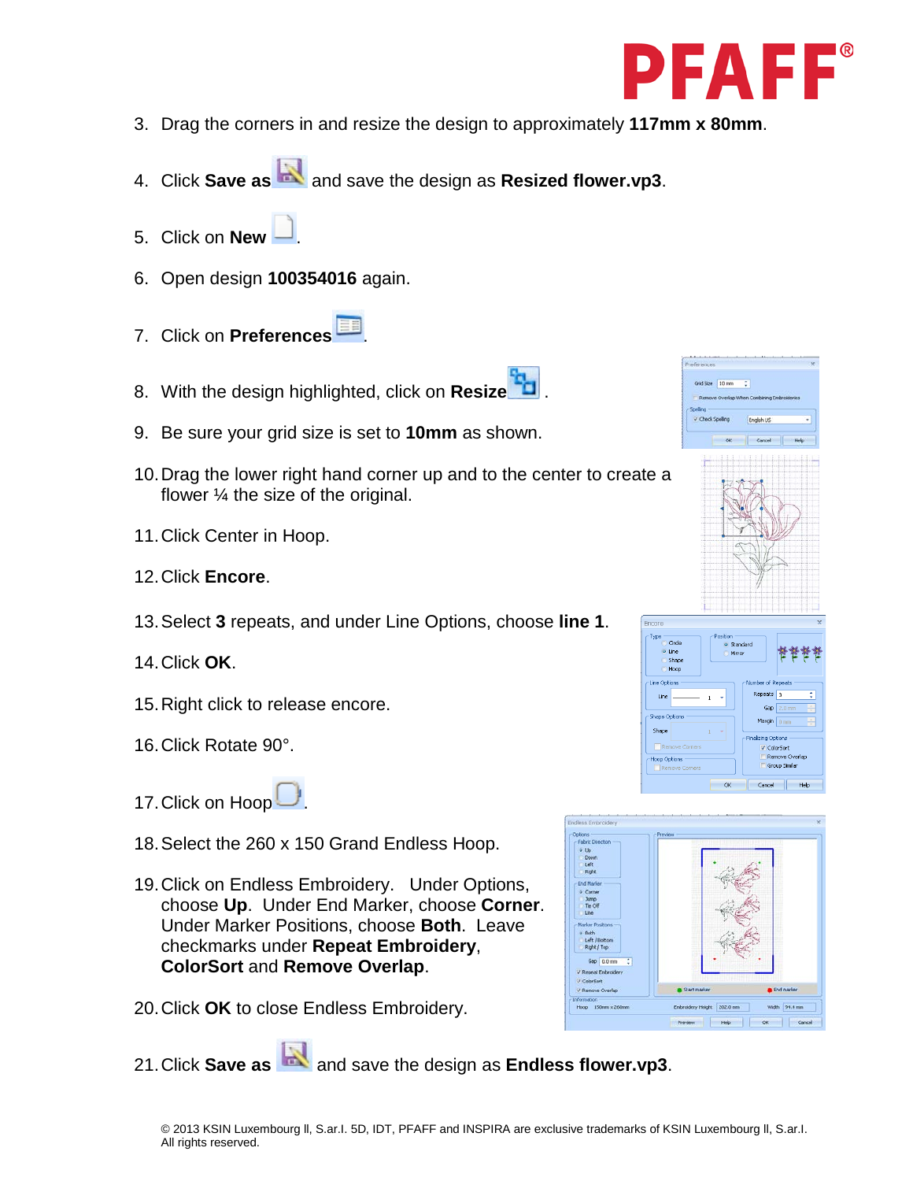3. Drag the corners in and resize the design to approximately **117mm x 80mm**.

4. Click **Save as** and save the design as **Resized flower.vp3**.

5. Click on **New**.

6. Open design **100354016** again.

7. Click on **Preferences**.

8. With the design highlighted, click on **Resize**.

9. Be sure your grid size is set to **10mm** as shown.

10. Drag the lower right hand corner up and to the center to create a flower ¼ the size of the original.

11. Click Center in Hoop.

12. Click **Encore**.

13. Select **3** repeats, and under Line Options, choose **line 1**.

14. Click **OK**.

15. Right click to release encore.

16. Click Rotate 90°.

17. Click on Hoop.

18. Select the 260 x 150 Grand Endless Hoop.

19. Click on Endless Embroidery. Under Options, choose **Up**. Under End Marker, choose **Corner**. Under Marker Positions, choose **Both**. Leave checkmarks under **Repeat Embroidery**, **ColorSort** and **Remove Overlap**.

20. Click **OK** to close Endless Embroidery.

21. Click **Save as** and save the design as **Endless flower.vp3**.

© 2013 KSIN Luxembourg ll, S.ar.l. 5D, IDT, PFAFF and INSPIRA are exclusive trademarks of KSIN Luxembourg ll, S.ar.l. All rights reserved.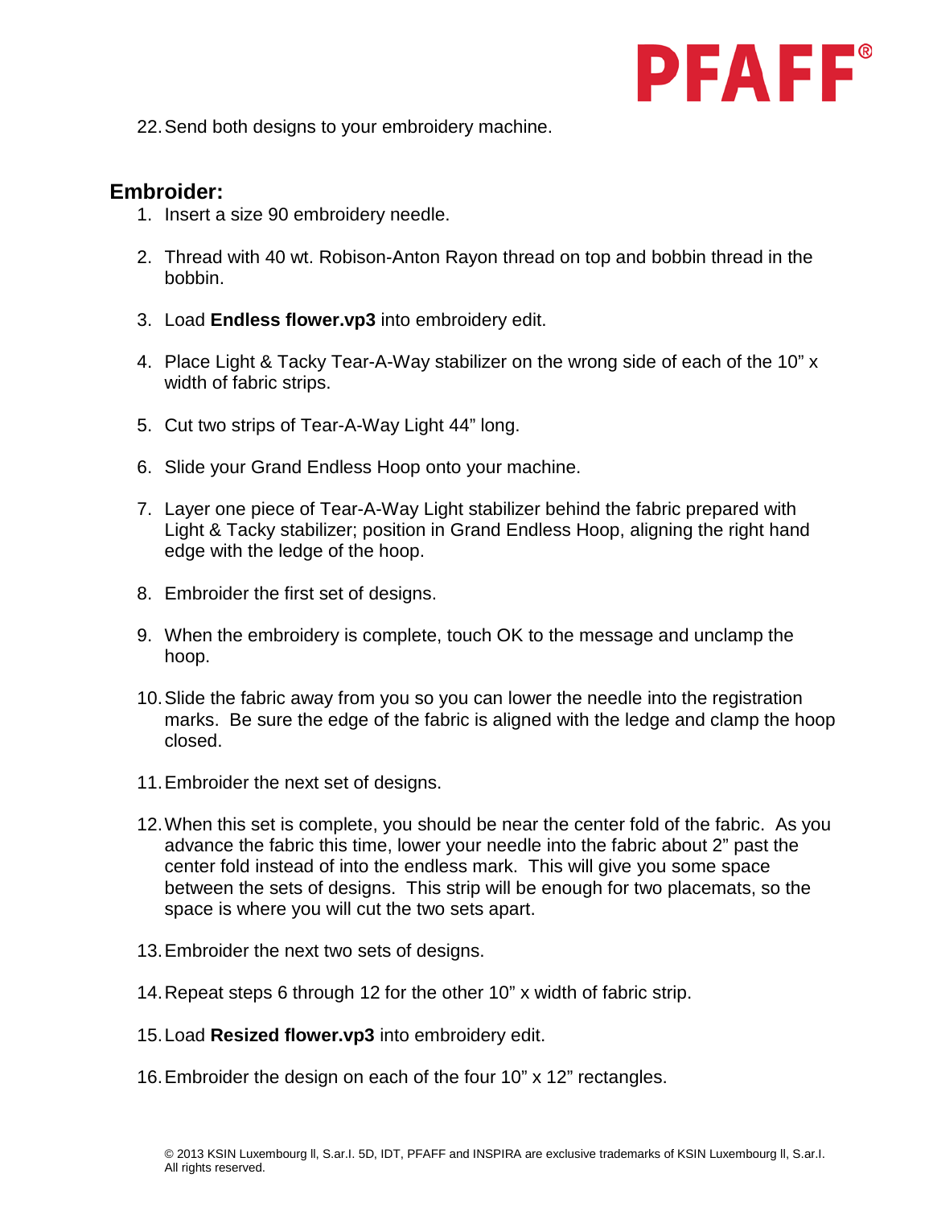22. Send both designs to your embroidery machine.

## Embroider:

1. Insert a size 90 embroidery needle.
2. Thread with 40 wt. Robison-Anton Rayon thread on top and bobbin thread in the bobbin.
3. Load **Endless flower.vp3** into embroidery edit.
4. Place Light & Tacky Tear-A-Way stabilizer on the wrong side of each of the 10" x width of fabric strips.
5. Cut two strips of Tear-A-Way Light 44" long.
6. Slide your Grand Endless Hoop onto your machine.
7. Layer one piece of Tear-A-Way Light stabilizer behind the fabric prepared with Light & Tacky stabilizer; position in Grand Endless Hoop, aligning the right hand edge with the ledge of the hoop.
8. Embroider the first set of designs.
9. When the embroidery is complete, touch OK to the message and unclamp the hoop.
10. Slide the fabric away from you so you can lower the needle into the registration marks. Be sure the edge of the fabric is aligned with the ledge and clamp the hoop closed.
11. Embroider the next set of designs.
12. When this set is complete, you should be near the center fold of the fabric. As you advance the fabric this time, lower your needle into the fabric about 2" past the center fold instead of into the endless mark. This will give you some space between the sets of designs. This strip will be enough for two placemats, so the space is where you will cut the two sets apart.
13. Embroider the next two sets of designs.
14. Repeat steps 6 through 12 for the other 10" x width of fabric strip.
15. Load **Resized flower.vp3** into embroidery edit.
16. Embroider the design on each of the four 10" x 12" rectangles.

© 2013 KSIN Luxembourg II, S.ar.I. 5D, IDT, PFAFF and INSPIRA are exclusive trademarks of KSIN Luxembourg II, S.ar.I. All rights reserved.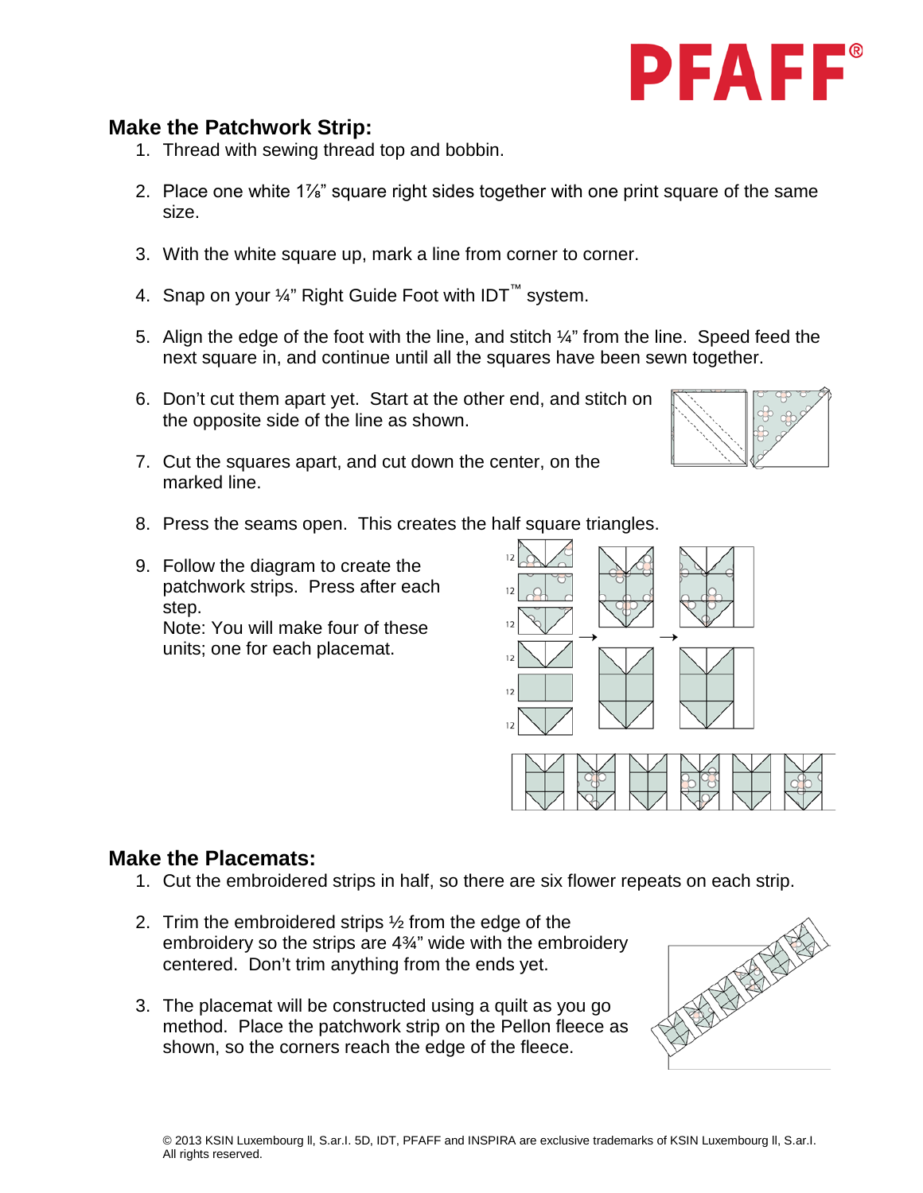## Make the Patchwork Strip:

1. Thread with sewing thread top and bobbin.
2. Place one white 1⅞" square right sides together with one print square of the same size.
3. With the white square up, mark a line from corner to corner.
4. Snap on your ¼" Right Guide Foot with IDT™ system.
5. Align the edge of the foot with the line, and stitch ¼" from the line. Speed feed the next square in, and continue until all the squares have been sewn together.
6. Don't cut them apart yet. Start at the other end, and stitch on the opposite side of the line as shown.
7. Cut the squares apart, and cut down the center, on the marked line.
8. Press the seams open. This creates the half square triangles.
9. Follow the diagram to create the patchwork strips. Press after each step.
   Note: You will make four of these units; one for each placemat.

12
12
12
12
12
12

## Make the Placemats:

1. Cut the embroidered strips in half, so there are six flower repeats on each strip.
2. Trim the embroidered strips ½ from the edge of the embroidery so the strips are 4¾" wide with the embroidery centered. Don't trim anything from the ends yet.
3. The placemat will be constructed using a quilt as you go method. Place the patchwork strip on the Pellon fleece as shown, so the corners reach the edge of the fleece.

© 2013 KSIN Luxembourg ll, S.ar.l. 5D, IDT, PFAFF and INSPIRA are exclusive trademarks of KSIN Luxembourg ll, S.ar.l. All rights reserved.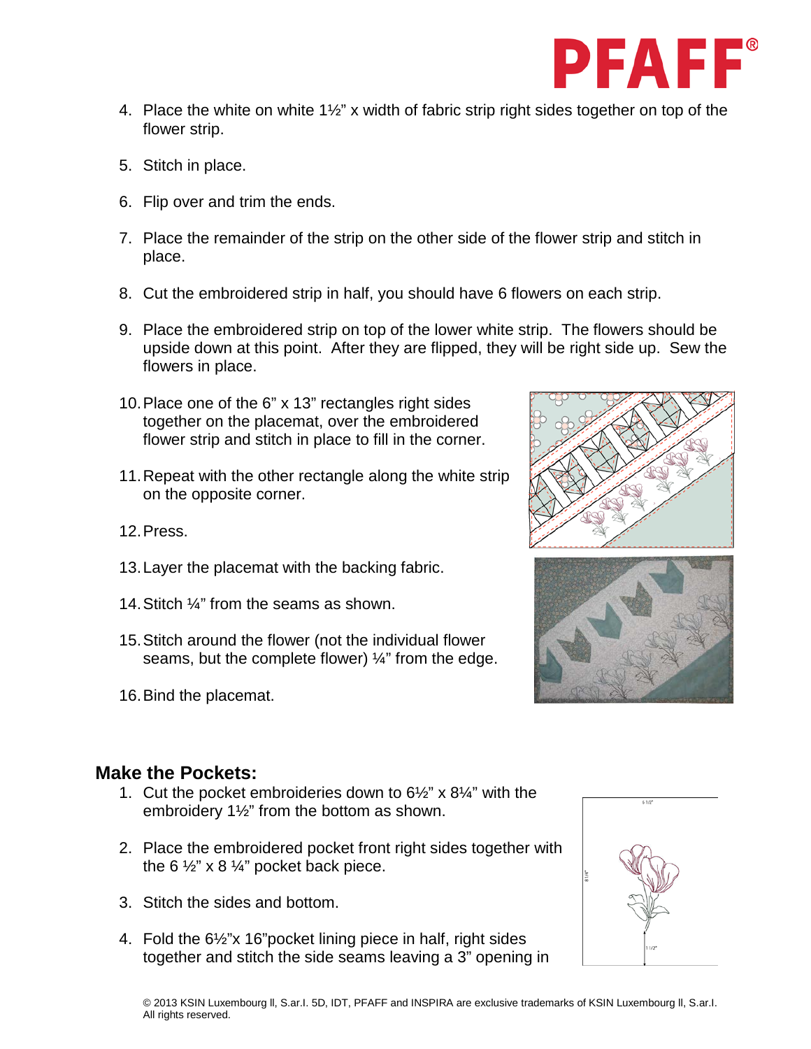4. Place the white on white 1½" x width of fabric strip right sides together on top of the flower strip.

5. Stitch in place.

6. Flip over and trim the ends.

7. Place the remainder of the strip on the other side of the flower strip and stitch in place.

8. Cut the embroidered strip in half, you should have 6 flowers on each strip.

9. Place the embroidered strip on top of the lower white strip. The flowers should be upside down at this point. After they are flipped, they will be right side up. Sew the flowers in place.

10. Place one of the 6" x 13" rectangles right sides together on the placemat, over the embroidered flower strip and stitch in place to fill in the corner.

11. Repeat with the other rectangle along the white strip on the opposite corner.

12. Press.

13. Layer the placemat with the backing fabric.

14. Stitch ¼" from the seams as shown.

15. Stitch around the flower (not the individual flower seams, but the complete flower) ¼" from the edge.

16. Bind the placemat.

## Make the Pockets:

1. Cut the pocket embroideries down to 6½" x 8¼" with the embroidery 1½" from the bottom as shown.

2. Place the embroidered pocket front right sides together with the 6 ½" x 8 ¼" pocket back piece.

3. Stitch the sides and bottom.

4. Fold the 6½"x 16"pocket lining piece in half, right sides together and stitch the side seams leaving a 3" opening in

6 1/2"

8 1/4"

1 1/2"

© 2013 KSIN Luxembourg II, S.ar.l. 5D, IDT, PFAFF and INSPIRA are exclusive trademarks of KSIN Luxembourg II, S.ar.l. All rights reserved.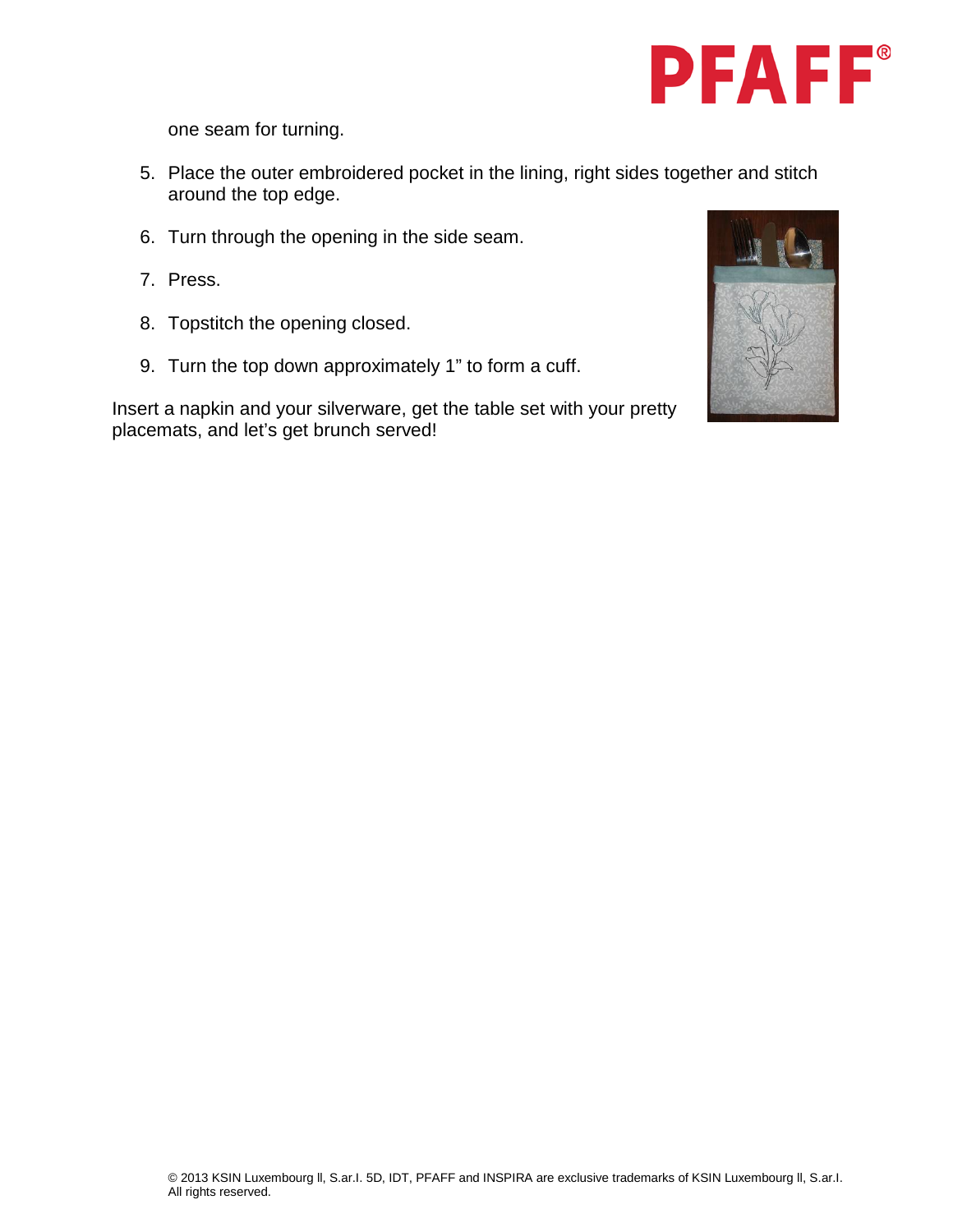one seam for turning.

5. Place the outer embroidered pocket in the lining, right sides together and stitch around the top edge.
6. Turn through the opening in the side seam.
7. Press.
8. Topstitch the opening closed.
9. Turn the top down approximately 1" to form a cuff.

Insert a napkin and your silverware, get the table set with your pretty placemats, and let's get brunch served!

© 2013 KSIN Luxembourg ll, S.ar.l. 5D, IDT, PFAFF and INSPIRA are exclusive trademarks of KSIN Luxembourg ll, S.ar.l. All rights reserved.